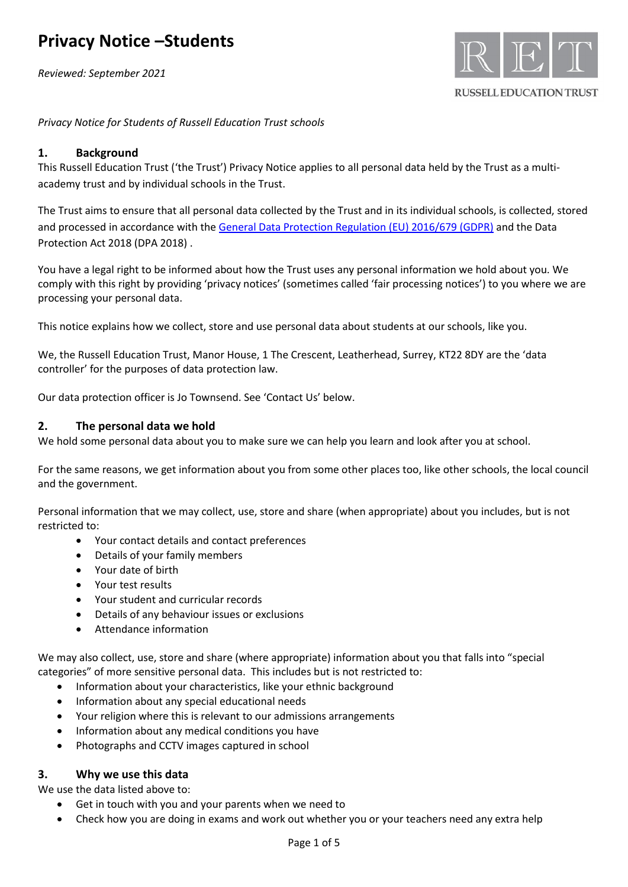# Privacy Notice –Students

*Reviewed: September 2021*

RUSSELL EDUCATION TRUST

*Privacy Notice for Students of Russell Education Trust schools*

## 1. Background

This Russell Education Trust ('the Trust') Privacy Notice applies to all personal data held by the Trust as a multi-academy trust and by individual schools in the Trust.

The Trust aims to ensure that all personal data collected by the Trust and in its individual schools, is collected, stored and processed in accordance with the General Data Protection Regulation (EU) 2016/679 (GDPR) and the Data Protection Act 2018 (DPA 2018) .

You have a legal right to be informed about how the Trust uses any personal information we hold about you. We comply with this right by providing 'privacy notices' (sometimes called 'fair processing notices') to you where we are processing your personal data.

This notice explains how we collect, store and use personal data about students at our schools, like you.

We, the Russell Education Trust, Manor House, 1 The Crescent, Leatherhead, Surrey, KT22 8DY are the 'data controller' for the purposes of data protection law.

Our data protection officer is Jo Townsend. See 'Contact Us' below.

## 2. The personal data we hold

We hold some personal data about you to make sure we can help you learn and look after you at school.

For the same reasons, we get information about you from some other places too, like other schools, the local council and the government.

Personal information that we may collect, use, store and share (when appropriate) about you includes, but is not restricted to:

- Your contact details and contact preferences
- Details of your family members
- Your date of birth
- Your test results
- Your student and curricular records
- Details of any behaviour issues or exclusions
- Attendance information

We may also collect, use, store and share (where appropriate) information about you that falls into "special categories" of more sensitive personal data. This includes but is not restricted to:

- Information about your characteristics, like your ethnic background
- Information about any special educational needs
- Your religion where this is relevant to our admissions arrangements
- Information about any medical conditions you have
- Photographs and CCTV images captured in school

## 3. Why we use this data

We use the data listed above to:

- Get in touch with you and your parents when we need to
- Check how you are doing in exams and work out whether you or your teachers need any extra help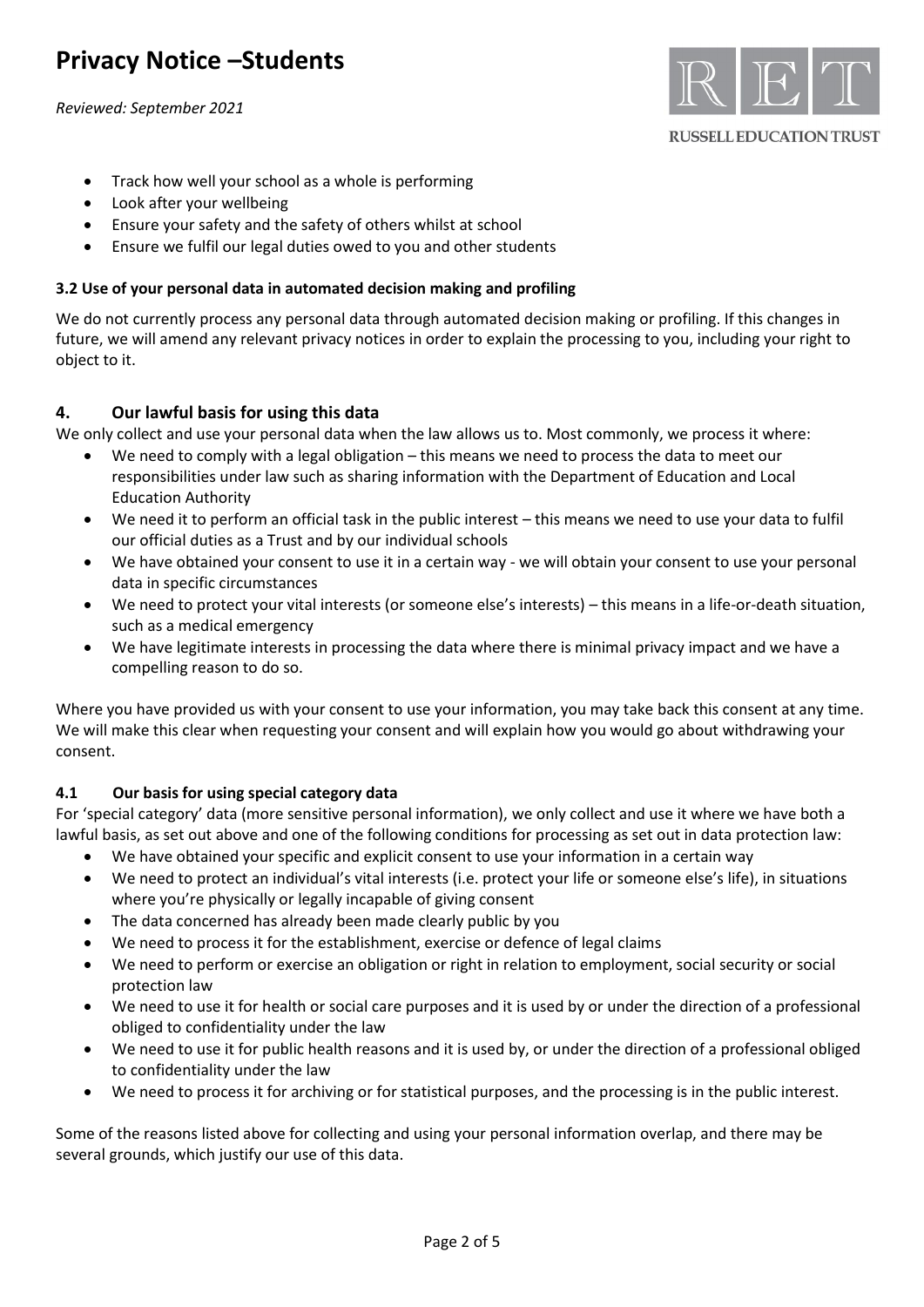- Track how well your school as a whole is performing
- Look after your wellbeing
- Ensure your safety and the safety of others whilst at school
- Ensure we fulfil our legal duties owed to you and other students

#### 3.2 Use of your personal data in automated decision making and profiling

We do not currently process any personal data through automated decision making or profiling. If this changes in future, we will amend any relevant privacy notices in order to explain the processing to you, including your right to object to it.

## 4. Our lawful basis for using this data

We only collect and use your personal data when the law allows us to. Most commonly, we process it where:

- We need to comply with a legal obligation – this means we need to process the data to meet our responsibilities under law such as sharing information with the Department of Education and Local Education Authority
- We need it to perform an official task in the public interest – this means we need to use your data to fulfil our official duties as a Trust and by our individual schools
- We have obtained your consent to use it in a certain way - we will obtain your consent to use your personal data in specific circumstances
- We need to protect your vital interests (or someone else's interests) – this means in a life-or-death situation, such as a medical emergency
- We have legitimate interests in processing the data where there is minimal privacy impact and we have a compelling reason to do so.

Where you have provided us with your consent to use your information, you may take back this consent at any time. We will make this clear when requesting your consent and will explain how you would go about withdrawing your consent.

#### 4.1 Our basis for using special category data

For 'special category' data (more sensitive personal information), we only collect and use it where we have both a lawful basis, as set out above and one of the following conditions for processing as set out in data protection law:

- We have obtained your specific and explicit consent to use your information in a certain way
- We need to protect an individual's vital interests (i.e. protect your life or someone else's life), in situations where you're physically or legally incapable of giving consent
- The data concerned has already been made clearly public by you
- We need to process it for the establishment, exercise or defence of legal claims
- We need to perform or exercise an obligation or right in relation to employment, social security or social protection law
- We need to use it for health or social care purposes and it is used by or under the direction of a professional obliged to confidentiality under the law
- We need to use it for public health reasons and it is used by, or under the direction of a professional obliged to confidentiality under the law
- We need to process it for archiving or for statistical purposes, and the processing is in the public interest.

Some of the reasons listed above for collecting and using your personal information overlap, and there may be several grounds, which justify our use of this data.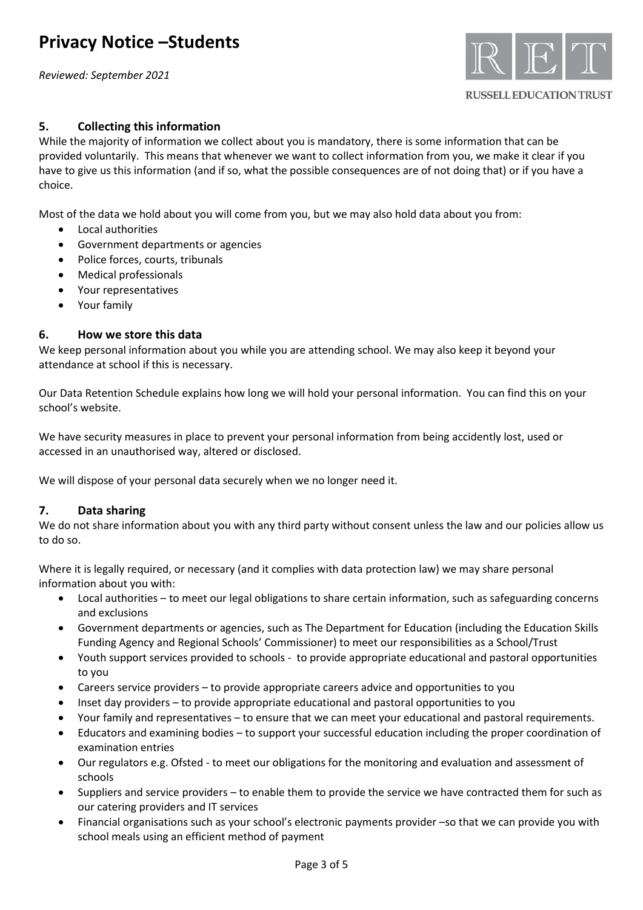## 5. Collecting this information

While the majority of information we collect about you is mandatory, there is some information that can be provided voluntarily. This means that whenever we want to collect information from you, we make it clear if you have to give us this information (and if so, what the possible consequences are of not doing that) or if you have a choice.

Most of the data we hold about you will come from you, but we may also hold data about you from:

- Local authorities
- Government departments or agencies
- Police forces, courts, tribunals
- Medical professionals
- Your representatives
- Your family

## 6. How we store this data

We keep personal information about you while you are attending school. We may also keep it beyond your attendance at school if this is necessary.

Our Data Retention Schedule explains how long we will hold your personal information. You can find this on your school's website.

We have security measures in place to prevent your personal information from being accidently lost, used or accessed in an unauthorised way, altered or disclosed.

We will dispose of your personal data securely when we no longer need it.

## 7. Data sharing

We do not share information about you with any third party without consent unless the law and our policies allow us to do so.

Where it is legally required, or necessary (and it complies with data protection law) we may share personal information about you with:

- Local authorities – to meet our legal obligations to share certain information, such as safeguarding concerns and exclusions
- Government departments or agencies, such as The Department for Education (including the Education Skills Funding Agency and Regional Schools' Commissioner) to meet our responsibilities as a School/Trust
- Youth support services provided to schools - to provide appropriate educational and pastoral opportunities to you
- Careers service providers – to provide appropriate careers advice and opportunities to you
- Inset day providers – to provide appropriate educational and pastoral opportunities to you
- Your family and representatives – to ensure that we can meet your educational and pastoral requirements.
- Educators and examining bodies – to support your successful education including the proper coordination of examination entries
- Our regulators e.g. Ofsted - to meet our obligations for the monitoring and evaluation and assessment of schools
- Suppliers and service providers – to enable them to provide the service we have contracted them for such as our catering providers and IT services
- Financial organisations such as your school's electronic payments provider –so that we can provide you with school meals using an efficient method of payment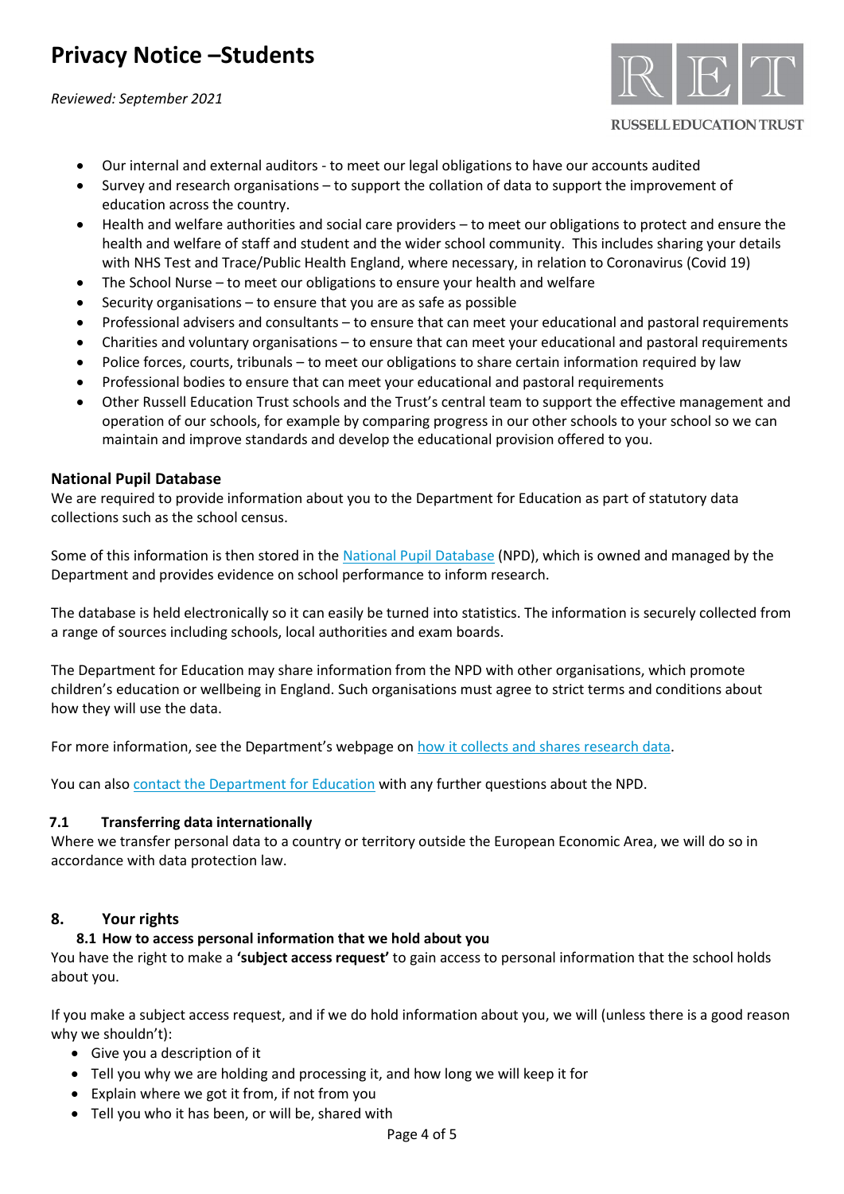- Our internal and external auditors - to meet our legal obligations to have our accounts audited
- Survey and research organisations – to support the collation of data to support the improvement of education across the country.
- Health and welfare authorities and social care providers – to meet our obligations to protect and ensure the health and welfare of staff and student and the wider school community. This includes sharing your details with NHS Test and Trace/Public Health England, where necessary, in relation to Coronavirus (Covid 19)
- The School Nurse – to meet our obligations to ensure your health and welfare
- Security organisations – to ensure that you are as safe as possible
- Professional advisers and consultants – to ensure that can meet your educational and pastoral requirements
- Charities and voluntary organisations – to ensure that can meet your educational and pastoral requirements
- Police forces, courts, tribunals – to meet our obligations to share certain information required by law
- Professional bodies to ensure that can meet your educational and pastoral requirements
- Other Russell Education Trust schools and the Trust's central team to support the effective management and operation of our schools, for example by comparing progress in our other schools to your school so we can maintain and improve standards and develop the educational provision offered to you.

### National Pupil Database

We are required to provide information about you to the Department for Education as part of statutory data collections such as the school census.

Some of this information is then stored in the National Pupil Database (NPD), which is owned and managed by the Department and provides evidence on school performance to inform research.

The database is held electronically so it can easily be turned into statistics. The information is securely collected from a range of sources including schools, local authorities and exam boards.

The Department for Education may share information from the NPD with other organisations, which promote children's education or wellbeing in England. Such organisations must agree to strict terms and conditions about how they will use the data.

For more information, see the Department's webpage on how it collects and shares research data.

You can also contact the Department for Education with any further questions about the NPD.

### 7.1 Transferring data internationally

Where we transfer personal data to a country or territory outside the European Economic Area, we will do so in accordance with data protection law.

## 8. Your rights

### 8.1 How to access personal information that we hold about you

You have the right to make a **'subject access request'** to gain access to personal information that the school holds about you.

If you make a subject access request, and if we do hold information about you, we will (unless there is a good reason why we shouldn't):

- Give you a description of it
- Tell you why we are holding and processing it, and how long we will keep it for
- Explain where we got it from, if not from you
- Tell you who it has been, or will be, shared with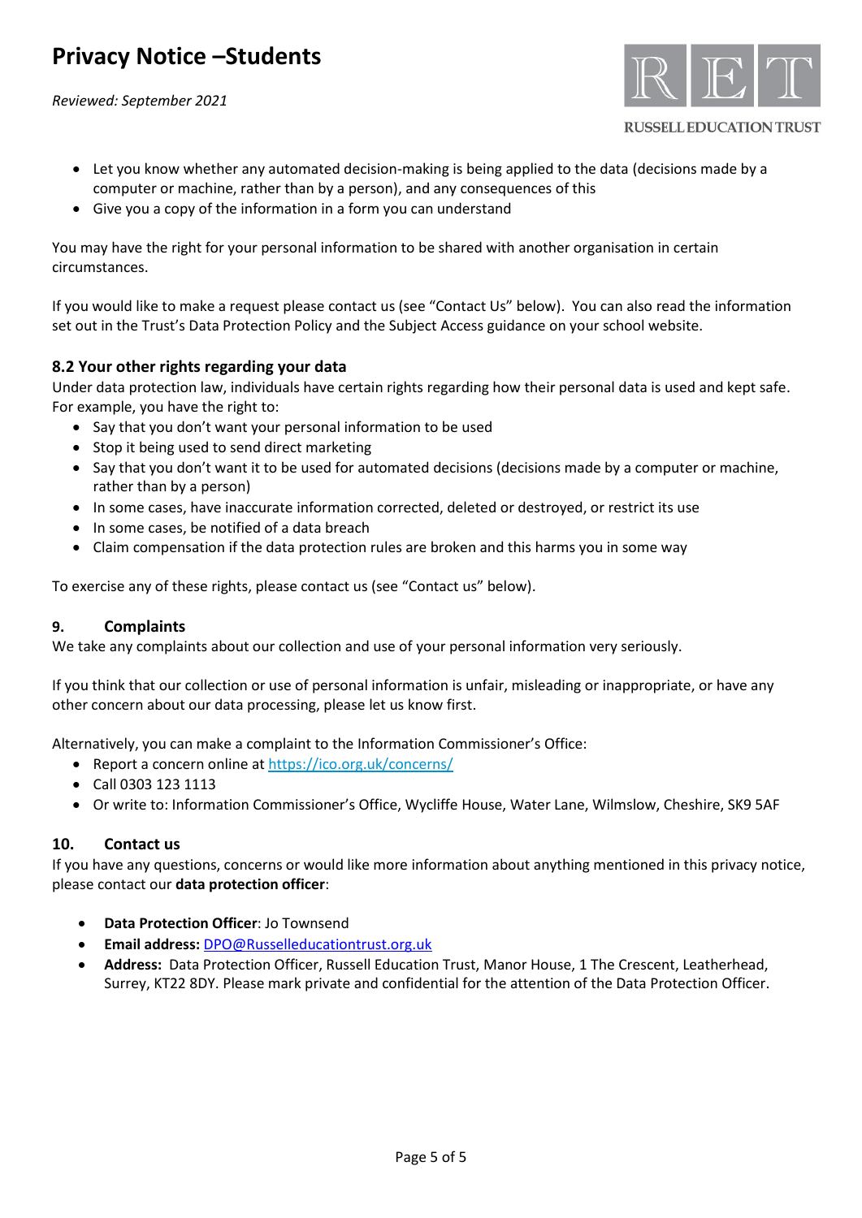- Let you know whether any automated decision-making is being applied to the data (decisions made by a computer or machine, rather than by a person), and any consequences of this
- Give you a copy of the information in a form you can understand

You may have the right for your personal information to be shared with another organisation in certain circumstances.

If you would like to make a request please contact us (see "Contact Us" below). You can also read the information set out in the Trust's Data Protection Policy and the Subject Access guidance on your school website.

### 8.2 Your other rights regarding your data

Under data protection law, individuals have certain rights regarding how their personal data is used and kept safe. For example, you have the right to:

- Say that you don't want your personal information to be used
- Stop it being used to send direct marketing
- Say that you don't want it to be used for automated decisions (decisions made by a computer or machine, rather than by a person)
- In some cases, have inaccurate information corrected, deleted or destroyed, or restrict its use
- In some cases, be notified of a data breach
- Claim compensation if the data protection rules are broken and this harms you in some way

To exercise any of these rights, please contact us (see "Contact us" below).

## 9. Complaints

We take any complaints about our collection and use of your personal information very seriously.

If you think that our collection or use of personal information is unfair, misleading or inappropriate, or have any other concern about our data processing, please let us know first.

Alternatively, you can make a complaint to the Information Commissioner's Office:

- Report a concern online at https://ico.org.uk/concerns/
- Call 0303 123 1113
- Or write to: Information Commissioner's Office, Wycliffe House, Water Lane, Wilmslow, Cheshire, SK9 5AF

## 10. Contact us

If you have any questions, concerns or would like more information about anything mentioned in this privacy notice, please contact our **data protection officer**:

- **Data Protection Officer**: Jo Townsend
- **Email address:** DPO@Russelleducationtrust.org.uk
- **Address:** Data Protection Officer, Russell Education Trust, Manor House, 1 The Crescent, Leatherhead, Surrey, KT22 8DY. Please mark private and confidential for the attention of the Data Protection Officer.